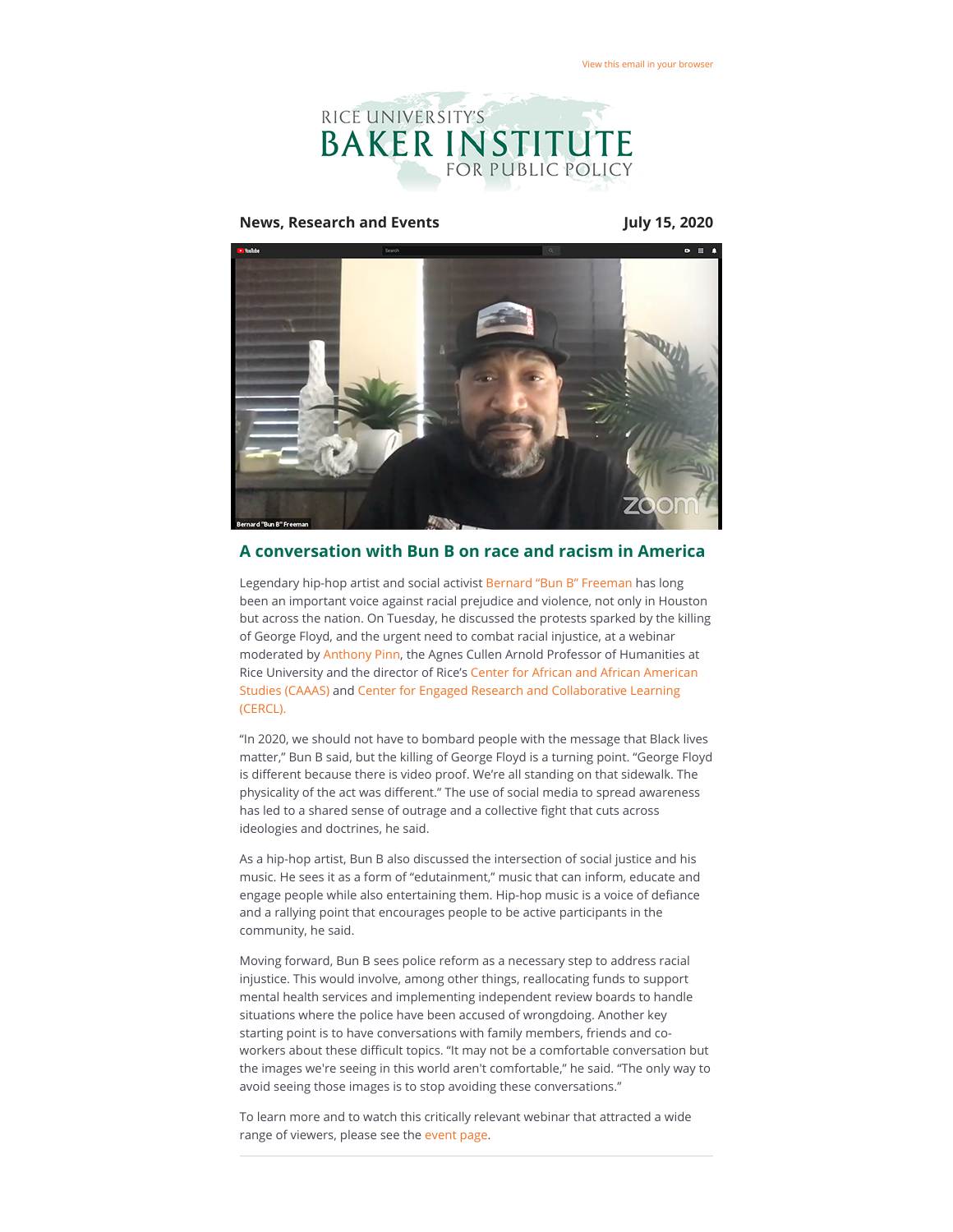View this email in your browser

RICE UNIVERSITY'S
BAKER INSTITUTE
FOR PUBLIC POLICY

**News, Research and Events** **July 15, 2020**

## A conversation with Bun B on race and racism in America

Legendary hip-hop artist and social activist Bernard "Bun B" Freeman has long been an important voice against racial prejudice and violence, not only in Houston but across the nation. On Tuesday, he discussed the protests sparked by the killing of George Floyd, and the urgent need to combat racial injustice, at a webinar moderated by Anthony Pinn, the Agnes Cullen Arnold Professor of Humanities at Rice University and the director of Rice's Center for African and African American Studies (CAAAS) and Center for Engaged Research and Collaborative Learning (CERCL).

"In 2020, we should not have to bombard people with the message that Black lives matter," Bun B said, but the killing of George Floyd is a turning point. "George Floyd is different because there is video proof. We're all standing on that sidewalk. The physicality of the act was different." The use of social media to spread awareness has led to a shared sense of outrage and a collective fight that cuts across ideologies and doctrines, he said.

As a hip-hop artist, Bun B also discussed the intersection of social justice and his music. He sees it as a form of "edutainment," music that can inform, educate and engage people while also entertaining them. Hip-hop music is a voice of defiance and a rallying point that encourages people to be active participants in the community, he said.

Moving forward, Bun B sees police reform as a necessary step to address racial injustice. This would involve, among other things, reallocating funds to support mental health services and implementing independent review boards to handle situations where the police have been accused of wrongdoing. Another key starting point is to have conversations with family members, friends and co-workers about these difficult topics. "It may not be a comfortable conversation but the images we're seeing in this world aren't comfortable," he said. "The only way to avoid seeing those images is to stop avoiding these conversations."

To learn more and to watch this critically relevant webinar that attracted a wide range of viewers, please see the event page.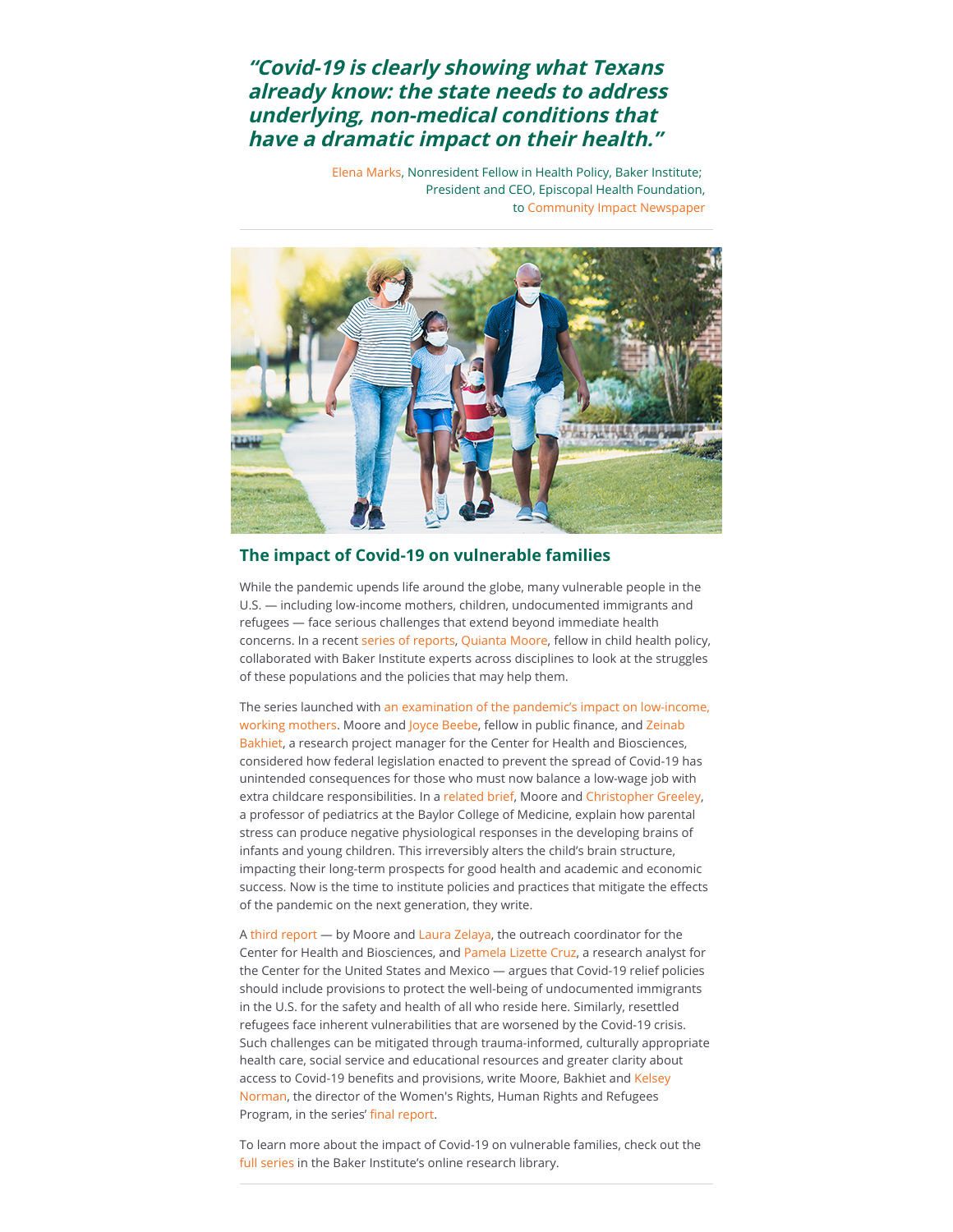> ***"Covid-19 is clearly showing what Texans already know: the state needs to address underlying, non-medical conditions that have a dramatic impact on their health."***
>
> Elena Marks, Nonresident Fellow in Health Policy, Baker Institute; President and CEO, Episcopal Health Foundation, to Community Impact Newspaper

---

## The impact of Covid-19 on vulnerable families

While the pandemic upends life around the globe, many vulnerable people in the U.S. — including low-income mothers, children, undocumented immigrants and refugees — face serious challenges that extend beyond immediate health concerns. In a recent series of reports, Quianta Moore, fellow in child health policy, collaborated with Baker Institute experts across disciplines to look at the struggles of these populations and the policies that may help them.

The series launched with an examination of the pandemic's impact on low-income, working mothers. Moore and Joyce Beebe, fellow in public finance, and Zeinab Bakhiet, a research project manager for the Center for Health and Biosciences, considered how federal legislation enacted to prevent the spread of Covid-19 has unintended consequences for those who must now balance a low-wage job with extra childcare responsibilities. In a related brief, Moore and Christopher Greeley, a professor of pediatrics at the Baylor College of Medicine, explain how parental stress can produce negative physiological responses in the developing brains of infants and young children. This irreversibly alters the child's brain structure, impacting their long-term prospects for good health and academic and economic success. Now is the time to institute policies and practices that mitigate the effects of the pandemic on the next generation, they write.

A third report — by Moore and Laura Zelaya, the outreach coordinator for the Center for Health and Biosciences, and Pamela Lizette Cruz, a research analyst for the Center for the United States and Mexico — argues that Covid-19 relief policies should include provisions to protect the well-being of undocumented immigrants in the U.S. for the safety and health of all who reside here. Similarly, resettled refugees face inherent vulnerabilities that are worsened by the Covid-19 crisis. Such challenges can be mitigated through trauma-informed, culturally appropriate health care, social service and educational resources and greater clarity about access to Covid-19 benefits and provisions, write Moore, Bakhiet and Kelsey Norman, the director of the Women's Rights, Human Rights and Refugees Program, in the series' final report.

To learn more about the impact of Covid-19 on vulnerable families, check out the full series in the Baker Institute's online research library.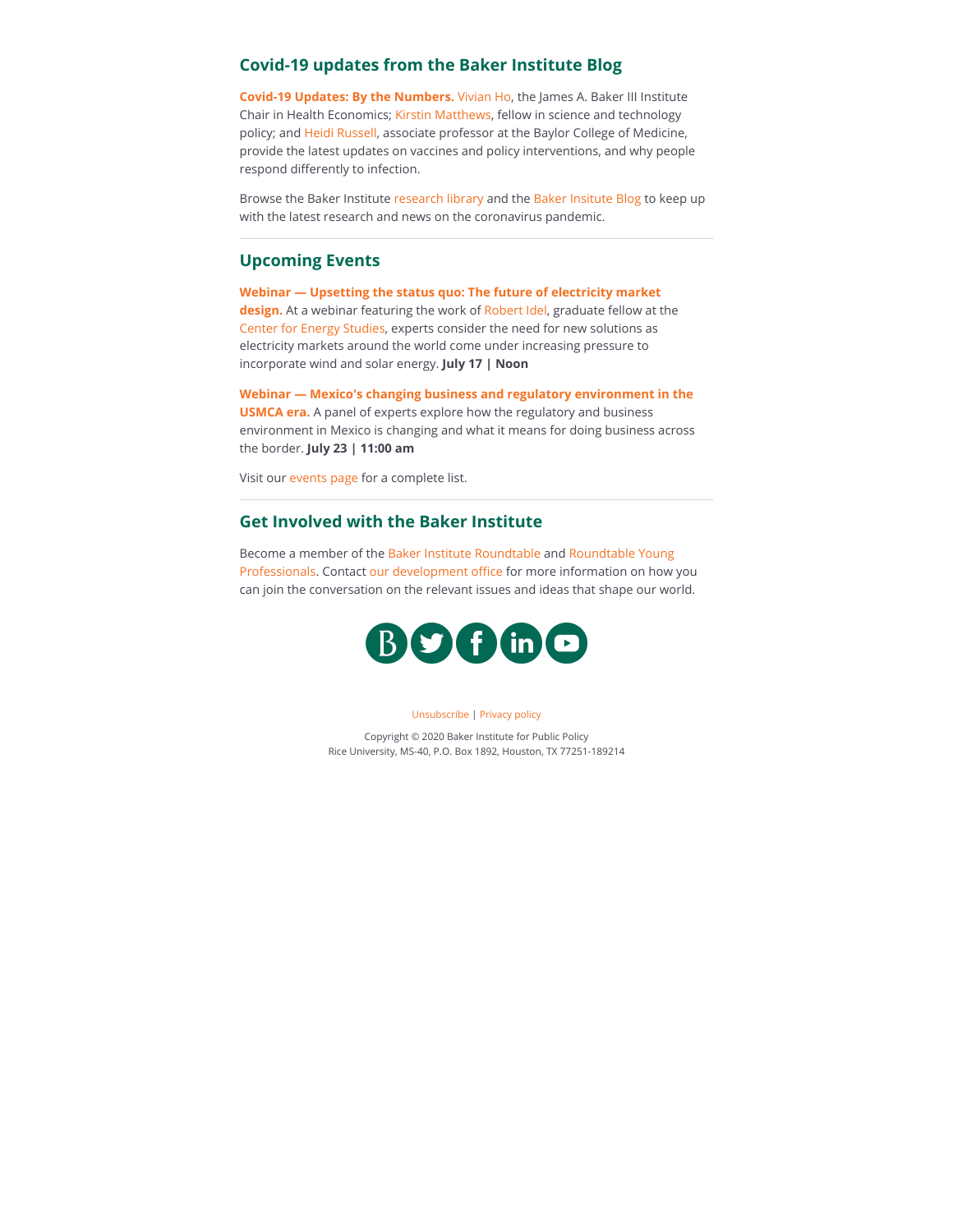## Covid-19 updates from the Baker Institute Blog

**Covid-19 Updates: By the Numbers.** Vivian Ho, the James A. Baker III Institute Chair in Health Economics; Kirstin Matthews, fellow in science and technology policy; and Heidi Russell, associate professor at the Baylor College of Medicine, provide the latest updates on vaccines and policy interventions, and why people respond differently to infection.

Browse the Baker Institute research library and the Baker Insitute Blog to keep up with the latest research and news on the coronavirus pandemic.

---

## Upcoming Events

**Webinar — Upsetting the status quo: The future of electricity market design.** At a webinar featuring the work of Robert Idel, graduate fellow at the Center for Energy Studies, experts consider the need for new solutions as electricity markets around the world come under increasing pressure to incorporate wind and solar energy. **July 17 | Noon**

**Webinar — Mexico's changing business and regulatory environment in the USMCA era.** A panel of experts explore how the regulatory and business environment in Mexico is changing and what it means for doing business across the border. **July 23 | 11:00 am**

Visit our events page for a complete list.

---

## Get Involved with the Baker Institute

Become a member of the Baker Institute Roundtable and Roundtable Young Professionals. Contact our development office for more information on how you can join the conversation on the relevant issues and ideas that shape our world.

Unsubscribe | Privacy policy

Copyright © 2020 Baker Institute for Public Policy
Rice University, MS-40, P.O. Box 1892, Houston, TX 77251-189214